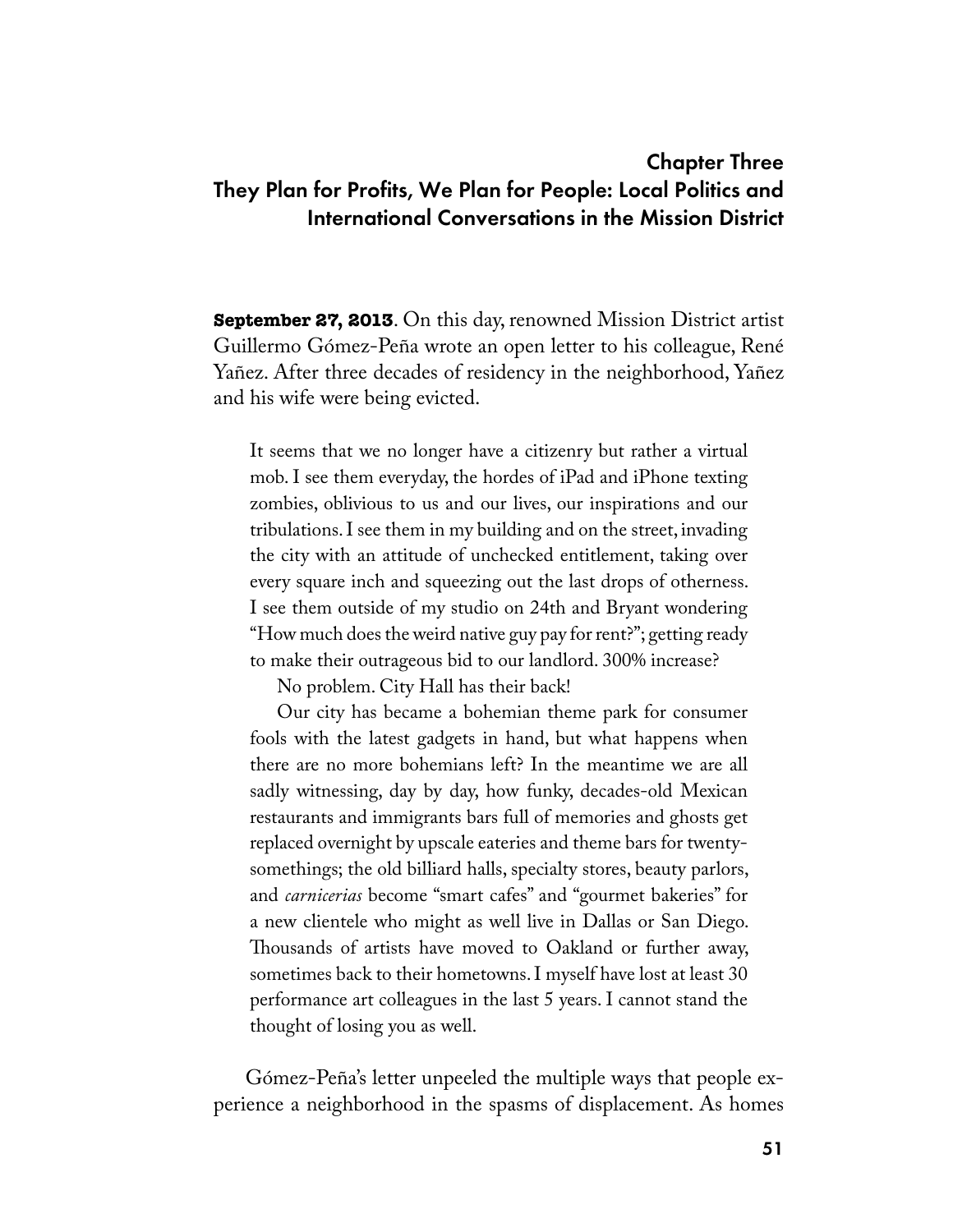# Chapter Three
## They Plan for Profits, We Plan for People: Local Politics and International Conversations in the Mission District

**September 27, 2013**. On this day, renowned Mission District artist Guillermo Gómez-Peña wrote an open letter to his colleague, René Yañez. After three decades of residency in the neighborhood, Yañez and his wife were being evicted.

> It seems that we no longer have a citizenry but rather a virtual mob. I see them everyday, the hordes of iPad and iPhone texting zombies, oblivious to us and our lives, our inspirations and our tribulations. I see them in my building and on the street, invading the city with an attitude of unchecked entitlement, taking over every square inch and squeezing out the last drops of otherness. I see them outside of my studio on 24th and Bryant wondering "How much does the weird native guy pay for rent?"; getting ready to make their outrageous bid to our landlord. 300% increase?
>
> No problem. City Hall has their back!
>
> Our city has became a bohemian theme park for consumer fools with the latest gadgets in hand, but what happens when there are no more bohemians left? In the meantime we are all sadly witnessing, day by day, how funky, decades-old Mexican restaurants and immigrants bars full of memories and ghosts get replaced overnight by upscale eateries and theme bars for twenty-somethings; the old billiard halls, specialty stores, beauty parlors, and *carnicerias* become "smart cafes" and "gourmet bakeries" for a new clientele who might as well live in Dallas or San Diego. Thousands of artists have moved to Oakland or further away, sometimes back to their hometowns. I myself have lost at least 30 performance art colleagues in the last 5 years. I cannot stand the thought of losing you as well.

Gómez-Peña's letter unpeeled the multiple ways that people experience a neighborhood in the spasms of displacement. As homes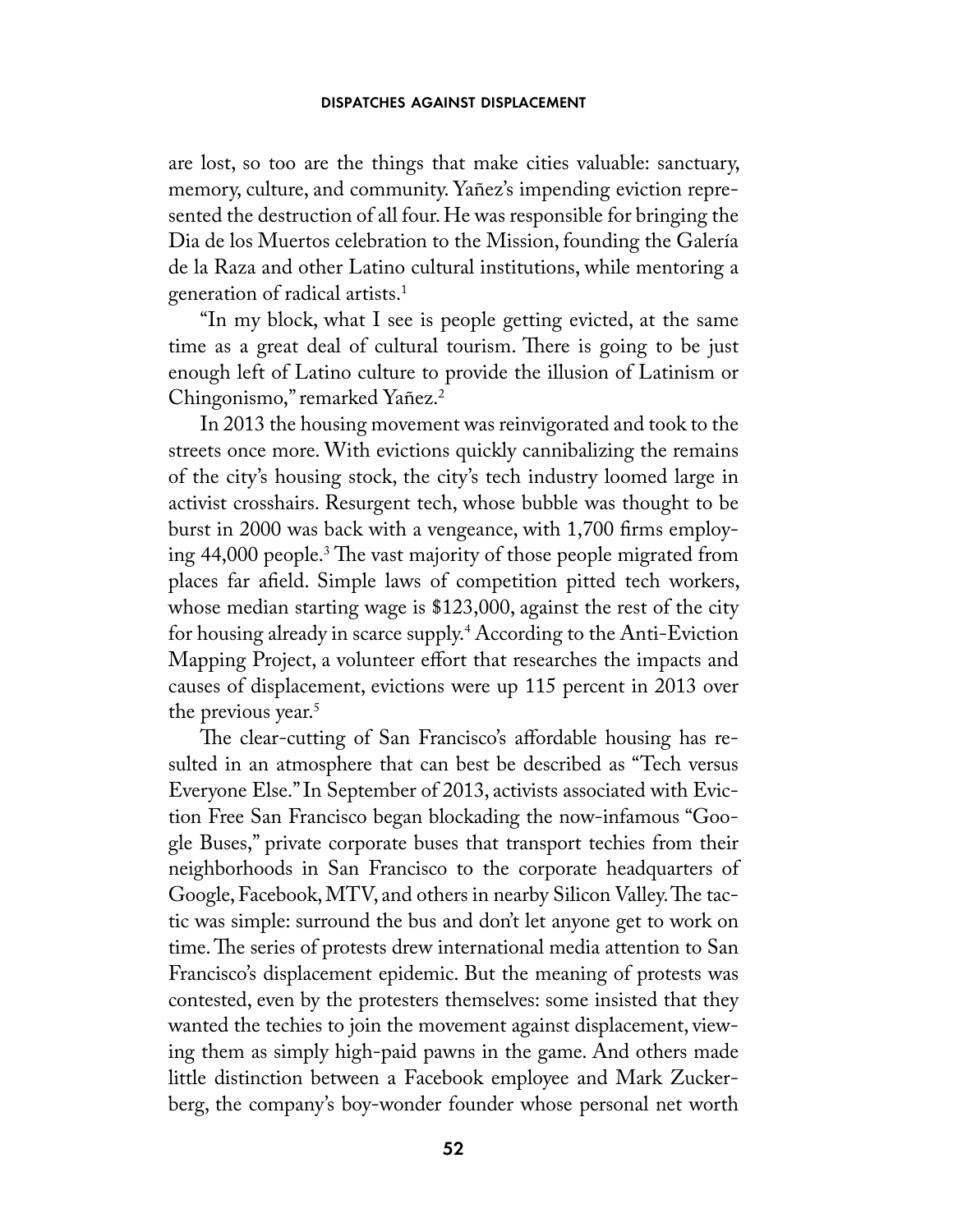are lost, so too are the things that make cities valuable: sanctuary, memory, culture, and community. Yañez's impending eviction represented the destruction of all four. He was responsible for bringing the Dia de los Muertos celebration to the Mission, founding the Galería de la Raza and other Latino cultural institutions, while mentoring a generation of radical artists.[1]

"In my block, what I see is people getting evicted, at the same time as a great deal of cultural tourism. There is going to be just enough left of Latino culture to provide the illusion of Latinism or Chingonismo," remarked Yañez.[2]

In 2013 the housing movement was reinvigorated and took to the streets once more. With evictions quickly cannibalizing the remains of the city's housing stock, the city's tech industry loomed large in activist crosshairs. Resurgent tech, whose bubble was thought to be burst in 2000 was back with a vengeance, with 1,700 firms employing 44,000 people.[3] The vast majority of those people migrated from places far afield. Simple laws of competition pitted tech workers, whose median starting wage is $123,000, against the rest of the city for housing already in scarce supply.[4] According to the Anti-Eviction Mapping Project, a volunteer effort that researches the impacts and causes of displacement, evictions were up 115 percent in 2013 over the previous year.[5]

The clear-cutting of San Francisco's affordable housing has resulted in an atmosphere that can best be described as "Tech versus Everyone Else." In September of 2013, activists associated with Eviction Free San Francisco began blockading the now-infamous "Google Buses," private corporate buses that transport techies from their neighborhoods in San Francisco to the corporate headquarters of Google, Facebook, MTV, and others in nearby Silicon Valley. The tactic was simple: surround the bus and don't let anyone get to work on time. The series of protests drew international media attention to San Francisco's displacement epidemic. But the meaning of protests was contested, even by the protesters themselves: some insisted that they wanted the techies to join the movement against displacement, viewing them as simply high-paid pawns in the game. And others made little distinction between a Facebook employee and Mark Zuckerberg, the company's boy-wonder founder whose personal net worth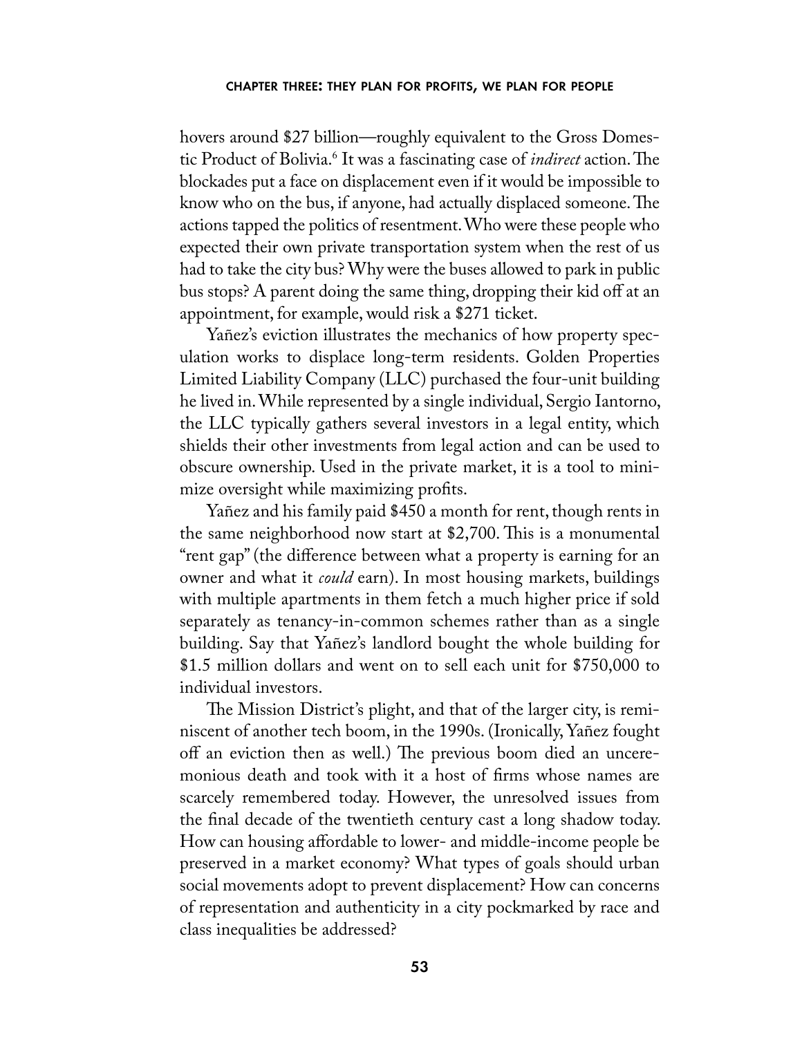hovers around $27 billion—roughly equivalent to the Gross Domestic Product of Bolivia.[6] It was a fascinating case of *indirect* action. The blockades put a face on displacement even if it would be impossible to know who on the bus, if anyone, had actually displaced someone. The actions tapped the politics of resentment. Who were these people who expected their own private transportation system when the rest of us had to take the city bus? Why were the buses allowed to park in public bus stops? A parent doing the same thing, dropping their kid off at an appointment, for example, would risk a $271 ticket.

Yañez's eviction illustrates the mechanics of how property speculation works to displace long-term residents. Golden Properties Limited Liability Company (LLC) purchased the four-unit building he lived in. While represented by a single individual, Sergio Iantorno, the LLC typically gathers several investors in a legal entity, which shields their other investments from legal action and can be used to obscure ownership. Used in the private market, it is a tool to minimize oversight while maximizing profits.

Yañez and his family paid $450 a month for rent, though rents in the same neighborhood now start at $2,700. This is a monumental "rent gap" (the difference between what a property is earning for an owner and what it *could* earn). In most housing markets, buildings with multiple apartments in them fetch a much higher price if sold separately as tenancy-in-common schemes rather than as a single building. Say that Yañez's landlord bought the whole building for $1.5 million dollars and went on to sell each unit for $750,000 to individual investors.

The Mission District's plight, and that of the larger city, is reminiscent of another tech boom, in the 1990s. (Ironically, Yañez fought off an eviction then as well.) The previous boom died an unceremonious death and took with it a host of firms whose names are scarcely remembered today. However, the unresolved issues from the final decade of the twentieth century cast a long shadow today. How can housing affordable to lower- and middle-income people be preserved in a market economy? What types of goals should urban social movements adopt to prevent displacement? How can concerns of representation and authenticity in a city pockmarked by race and class inequalities be addressed?